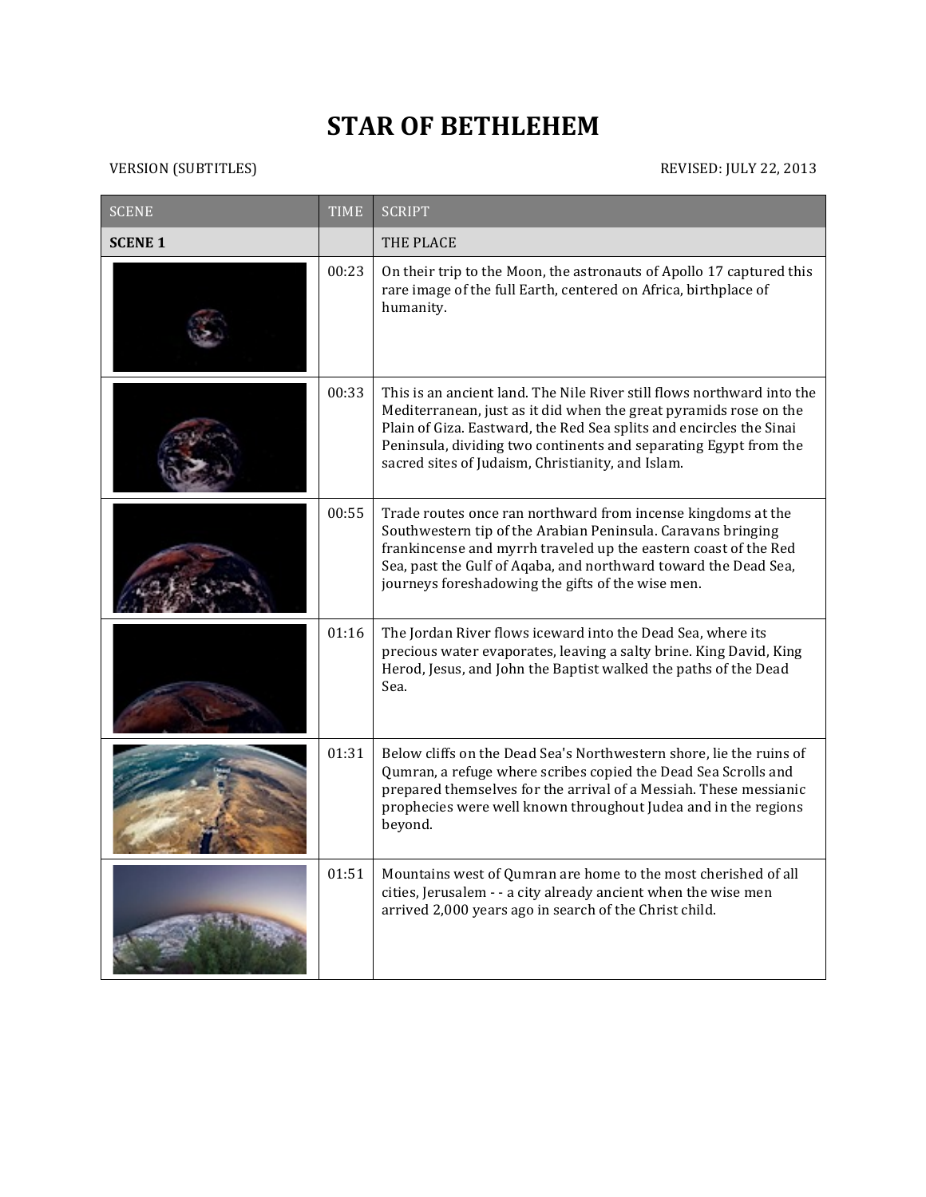# STAR OF BETHLEHEM

VERSION (SUBTITLES) REVISED: JULY 22, 2013

| SCENE | TIME | SCRIPT |
|---|---|---|
| **SCENE 1** | | THE PLACE |
| | 00:23 | On their trip to the Moon, the astronauts of Apollo 17 captured this rare image of the full Earth, centered on Africa, birthplace of humanity. |
| | 00:33 | This is an ancient land. The Nile River still flows northward into the Mediterranean, just as it did when the great pyramids rose on the Plain of Giza. Eastward, the Red Sea splits and encircles the Sinai Peninsula, dividing two continents and separating Egypt from the sacred sites of Judaism, Christianity, and Islam. |
| | 00:55 | Trade routes once ran northward from incense kingdoms at the Southwestern tip of the Arabian Peninsula. Caravans bringing frankincense and myrrh traveled up the eastern coast of the Red Sea, past the Gulf of Aqaba, and northward toward the Dead Sea, journeys foreshadowing the gifts of the wise men. |
| | 01:16 | The Jordan River flows iceward into the Dead Sea, where its precious water evaporates, leaving a salty brine. King David, King Herod, Jesus, and John the Baptist walked the paths of the Dead Sea. |
| | 01:31 | Below cliffs on the Dead Sea's Northwestern shore, lie the ruins of Qumran, a refuge where scribes copied the Dead Sea Scrolls and prepared themselves for the arrival of a Messiah. These messianic prophecies were well known throughout Judea and in the regions beyond. |
| | 01:51 | Mountains west of Qumran are home to the most cherished of all cities, Jerusalem - - a city already ancient when the wise men arrived 2,000 years ago in search of the Christ child. |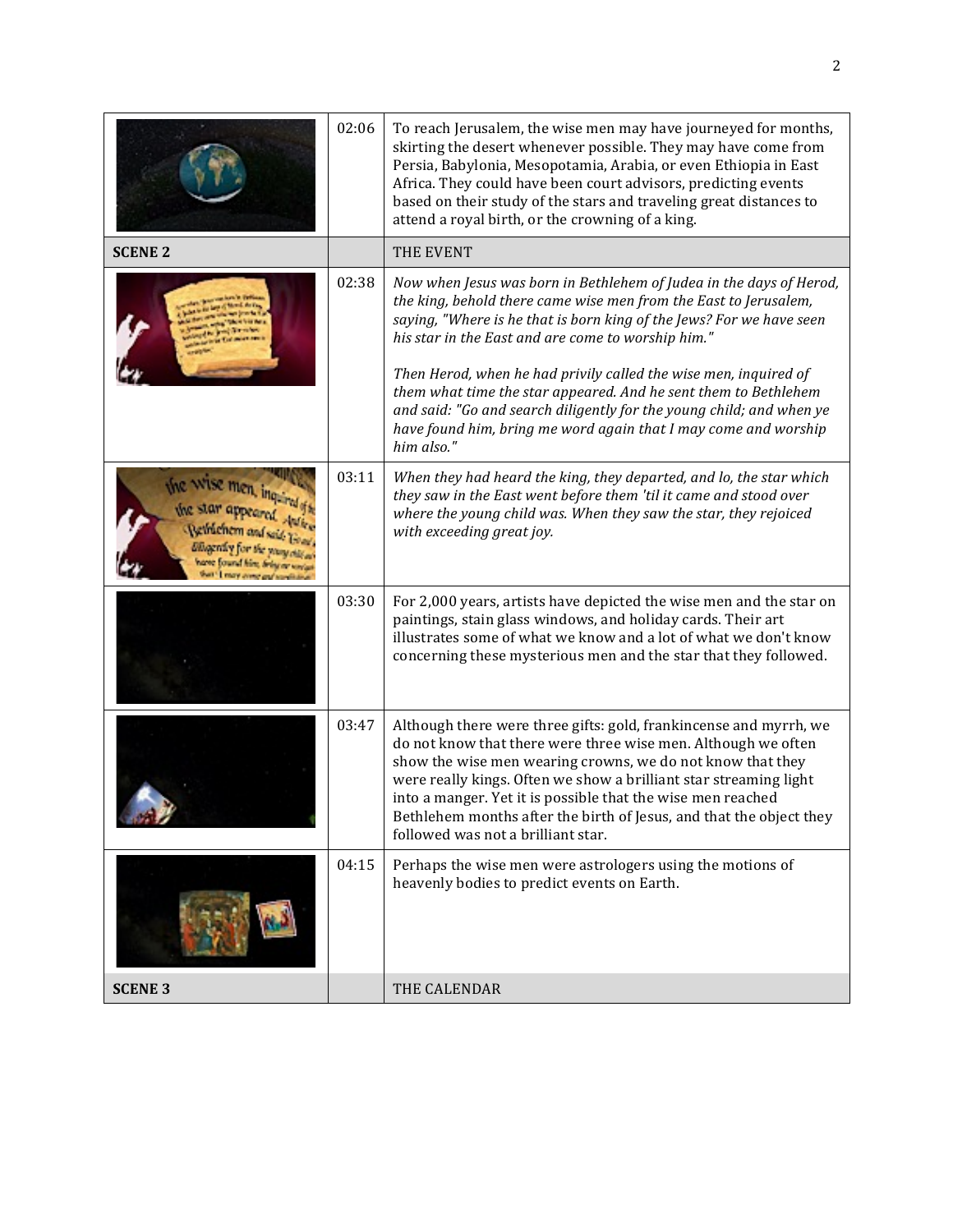| | | |
|---|---|---|
| | 02:06 | To reach Jerusalem, the wise men may have journeyed for months, skirting the desert whenever possible. They may have come from Persia, Babylonia, Mesopotamia, Arabia, or even Ethiopia in East Africa. They could have been court advisors, predicting events based on their study of the stars and traveling great distances to attend a royal birth, or the crowning of a king. |
| **SCENE 2** | | THE EVENT |
| | 02:38 | *Now when Jesus was born in Bethlehem of Judea in the days of Herod, the king, behold there came wise men from the East to Jerusalem, saying, "Where is he that is born king of the Jews? For we have seen his star in the East and are come to worship him."* <br><br> *Then Herod, when he had privily called the wise men, inquired of them what time the star appeared. And he sent them to Bethlehem and said: "Go and search diligently for the young child; and when ye have found him, bring me word again that I may come and worship him also."* |
| | 03:11 | *When they had heard the king, they departed, and lo, the star which they saw in the East went before them 'til it came and stood over where the young child was. When they saw the star, they rejoiced with exceeding great joy.* |
| | 03:30 | For 2,000 years, artists have depicted the wise men and the star on paintings, stain glass windows, and holiday cards. Their art illustrates some of what we know and a lot of what we don't know concerning these mysterious men and the star that they followed. |
| | 03:47 | Although there were three gifts: gold, frankincense and myrrh, we do not know that there were three wise men. Although we often show the wise men wearing crowns, we do not know that they were really kings. Often we show a brilliant star streaming light into a manger. Yet it is possible that the wise men reached Bethlehem months after the birth of Jesus, and that the object they followed was not a brilliant star. |
| | 04:15 | Perhaps the wise men were astrologers using the motions of heavenly bodies to predict events on Earth. |
| **SCENE 3** | | THE CALENDAR |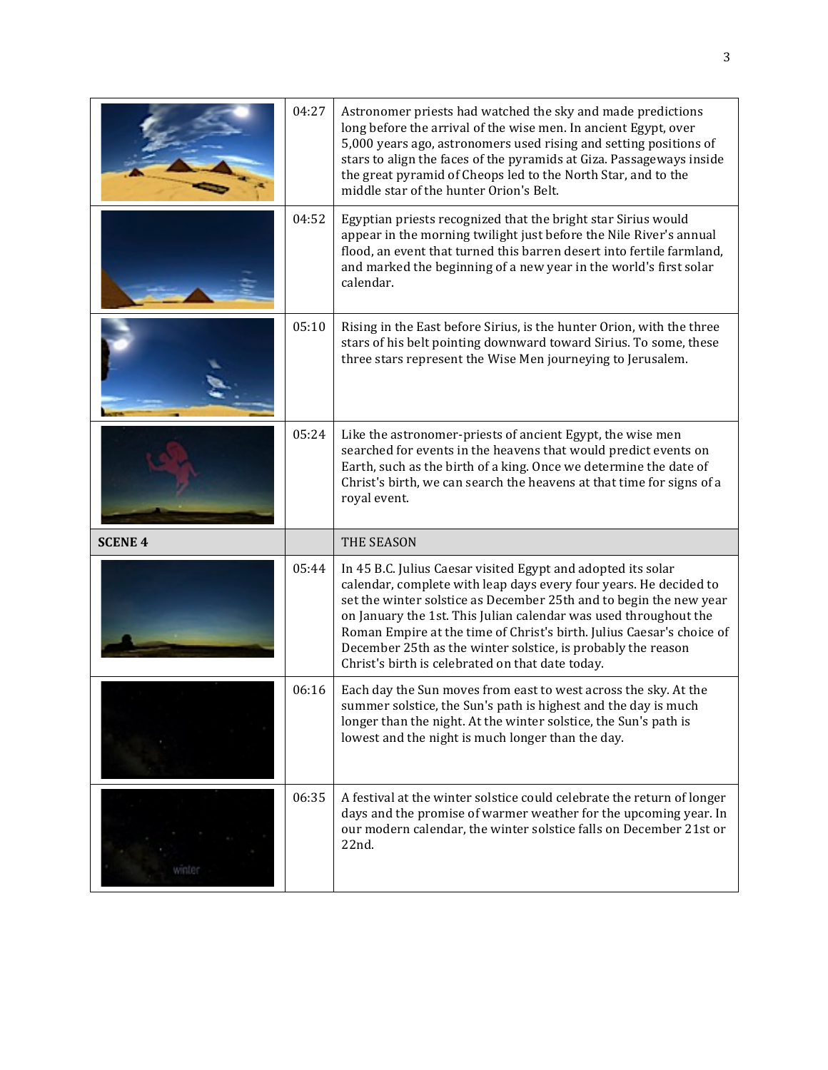| | | |
|---|---|---|
| | 04:27 | Astronomer priests had watched the sky and made predictions long before the arrival of the wise men. In ancient Egypt, over 5,000 years ago, astronomers used rising and setting positions of stars to align the faces of the pyramids at Giza. Passageways inside the great pyramid of Cheops led to the North Star, and to the middle star of the hunter Orion's Belt. |
| | 04:52 | Egyptian priests recognized that the bright star Sirius would appear in the morning twilight just before the Nile River's annual flood, an event that turned this barren desert into fertile farmland, and marked the beginning of a new year in the world's first solar calendar. |
| | 05:10 | Rising in the East before Sirius, is the hunter Orion, with the three stars of his belt pointing downward toward Sirius. To some, these three stars represent the Wise Men journeying to Jerusalem. |
| | 05:24 | Like the astronomer-priests of ancient Egypt, the wise men searched for events in the heavens that would predict events on Earth, such as the birth of a king. Once we determine the date of Christ's birth, we can search the heavens at that time for signs of a royal event. |
| **SCENE 4** | | THE SEASON |
| | 05:44 | In 45 B.C. Julius Caesar visited Egypt and adopted its solar calendar, complete with leap days every four years. He decided to set the winter solstice as December 25th and to begin the new year on January the 1st. This Julian calendar was used throughout the Roman Empire at the time of Christ's birth. Julius Caesar's choice of December 25th as the winter solstice, is probably the reason Christ's birth is celebrated on that date today. |
| | 06:16 | Each day the Sun moves from east to west across the sky. At the summer solstice, the Sun's path is highest and the day is much longer than the night. At the winter solstice, the Sun's path is lowest and the night is much longer than the day. |
| | 06:35 | A festival at the winter solstice could celebrate the return of longer days and the promise of warmer weather for the upcoming year. In our modern calendar, the winter solstice falls on December 21st or 22nd. |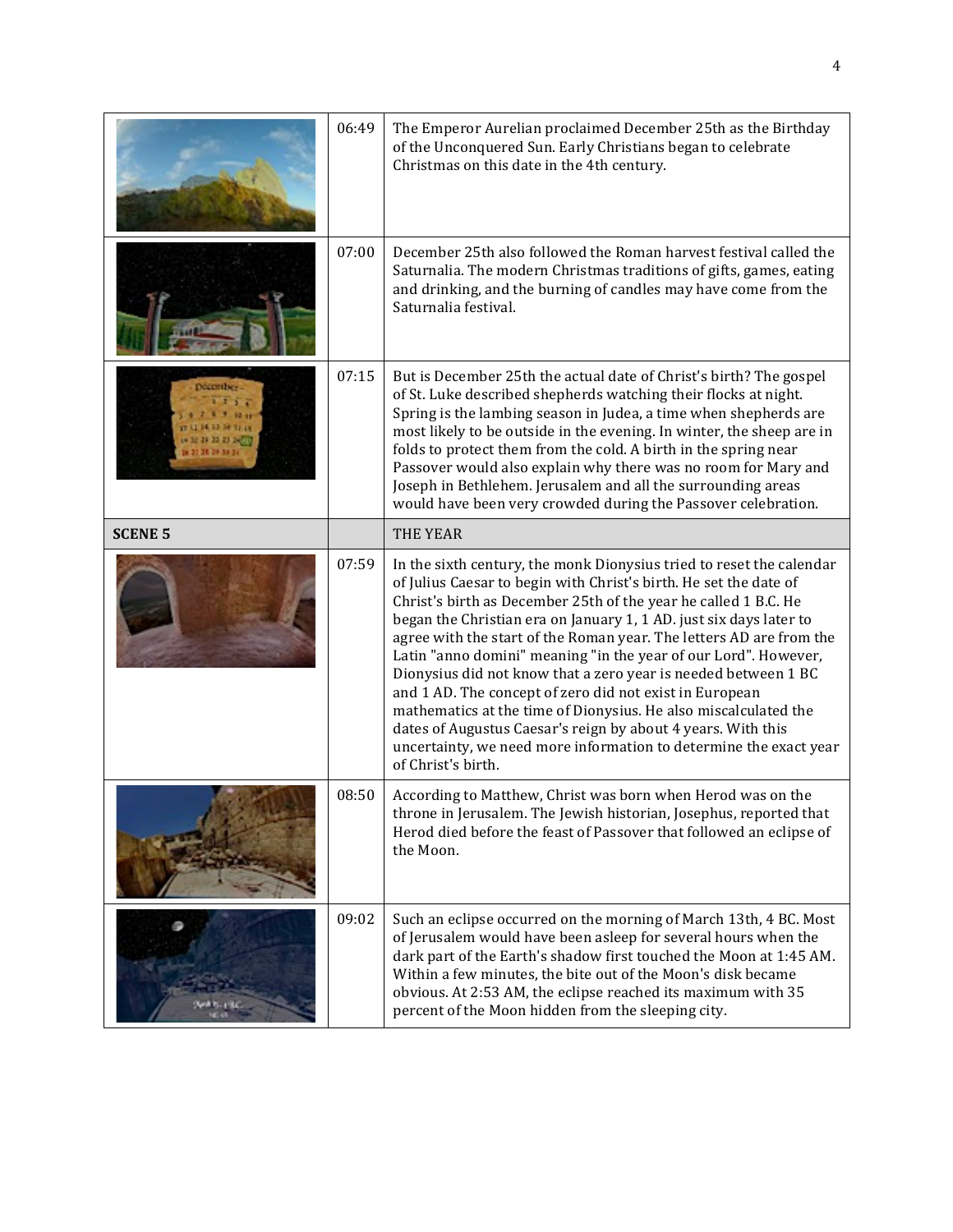| | | |
|---|---|---|
| | 06:49 | The Emperor Aurelian proclaimed December 25th as the Birthday of the Unconquered Sun. Early Christians began to celebrate Christmas on this date in the 4th century. |
| | 07:00 | December 25th also followed the Roman harvest festival called the Saturnalia. The modern Christmas traditions of gifts, games, eating and drinking, and the burning of candles may have come from the Saturnalia festival. |
| | 07:15 | But is December 25th the actual date of Christ's birth? The gospel of St. Luke described shepherds watching their flocks at night. Spring is the lambing season in Judea, a time when shepherds are most likely to be outside in the evening. In winter, the sheep are in folds to protect them from the cold. A birth in the spring near Passover would also explain why there was no room for Mary and Joseph in Bethlehem. Jerusalem and all the surrounding areas would have been very crowded during the Passover celebration. |
| **SCENE 5** | | THE YEAR |
| | 07:59 | In the sixth century, the monk Dionysius tried to reset the calendar of Julius Caesar to begin with Christ's birth. He set the date of Christ's birth as December 25th of the year he called 1 B.C. He began the Christian era on January 1, 1 AD. just six days later to agree with the start of the Roman year. The letters AD are from the Latin "anno domini" meaning "in the year of our Lord". However, Dionysius did not know that a zero year is needed between 1 BC and 1 AD. The concept of zero did not exist in European mathematics at the time of Dionysius. He also miscalculated the dates of Augustus Caesar's reign by about 4 years. With this uncertainty, we need more information to determine the exact year of Christ's birth. |
| | 08:50 | According to Matthew, Christ was born when Herod was on the throne in Jerusalem. The Jewish historian, Josephus, reported that Herod died before the feast of Passover that followed an eclipse of the Moon. |
| | 09:02 | Such an eclipse occurred on the morning of March 13th, 4 BC. Most of Jerusalem would have been asleep for several hours when the dark part of the Earth's shadow first touched the Moon at 1:45 AM. Within a few minutes, the bite out of the Moon's disk became obvious. At 2:53 AM, the eclipse reached its maximum with 35 percent of the Moon hidden from the sleeping city. |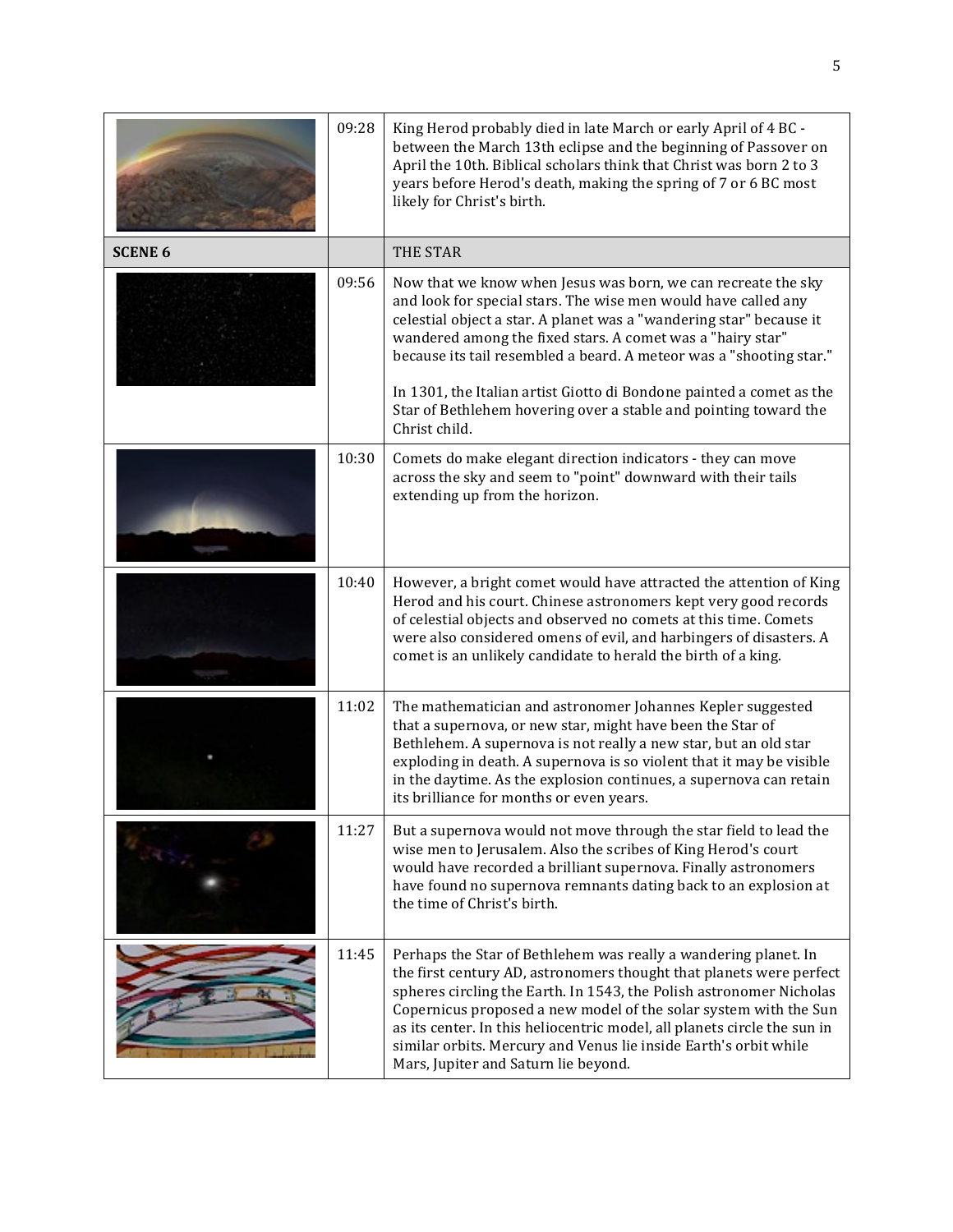| | | |
|---|---|---|
| | 09:28 | King Herod probably died in late March or early April of 4 BC - between the March 13th eclipse and the beginning of Passover on April the 10th. Biblical scholars think that Christ was born 2 to 3 years before Herod's death, making the spring of 7 or 6 BC most likely for Christ's birth. |
| **SCENE 6** | | THE STAR |
| | 09:56 | Now that we know when Jesus was born, we can recreate the sky and look for special stars. The wise men would have called any celestial object a star. A planet was a "wandering star" because it wandered among the fixed stars. A comet was a "hairy star" because its tail resembled a beard. A meteor was a "shooting star."<br><br>In 1301, the Italian artist Giotto di Bondone painted a comet as the Star of Bethlehem hovering over a stable and pointing toward the Christ child. |
| | 10:30 | Comets do make elegant direction indicators - they can move across the sky and seem to "point" downward with their tails extending up from the horizon. |
| | 10:40 | However, a bright comet would have attracted the attention of King Herod and his court. Chinese astronomers kept very good records of celestial objects and observed no comets at this time. Comets were also considered omens of evil, and harbingers of disasters. A comet is an unlikely candidate to herald the birth of a king. |
| | 11:02 | The mathematician and astronomer Johannes Kepler suggested that a supernova, or new star, might have been the Star of Bethlehem. A supernova is not really a new star, but an old star exploding in death. A supernova is so violent that it may be visible in the daytime. As the explosion continues, a supernova can retain its brilliance for months or even years. |
| | 11:27 | But a supernova would not move through the star field to lead the wise men to Jerusalem. Also the scribes of King Herod's court would have recorded a brilliant supernova. Finally astronomers have found no supernova remnants dating back to an explosion at the time of Christ's birth. |
| | 11:45 | Perhaps the Star of Bethlehem was really a wandering planet. In the first century AD, astronomers thought that planets were perfect spheres circling the Earth. In 1543, the Polish astronomer Nicholas Copernicus proposed a new model of the solar system with the Sun as its center. In this heliocentric model, all planets circle the sun in similar orbits. Mercury and Venus lie inside Earth's orbit while Mars, Jupiter and Saturn lie beyond. |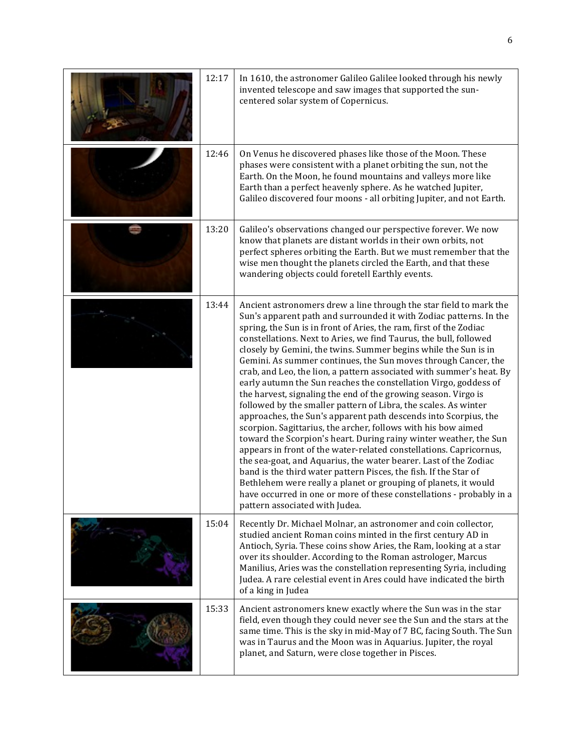| | | |
|---|---|---|
| | 12:17 | In 1610, the astronomer Galileo Galilee looked through his newly invented telescope and saw images that supported the sun-centered solar system of Copernicus. |
| | 12:46 | On Venus he discovered phases like those of the Moon. These phases were consistent with a planet orbiting the sun, not the Earth. On the Moon, he found mountains and valleys more like Earth than a perfect heavenly sphere. As he watched Jupiter, Galileo discovered four moons - all orbiting Jupiter, and not Earth. |
| | 13:20 | Galileo's observations changed our perspective forever. We now know that planets are distant worlds in their own orbits, not perfect spheres orbiting the Earth. But we must remember that the wise men thought the planets circled the Earth, and that these wandering objects could foretell Earthly events. |
| | 13:44 | Ancient astronomers drew a line through the star field to mark the Sun's apparent path and surrounded it with Zodiac patterns. In the spring, the Sun is in front of Aries, the ram, first of the Zodiac constellations. Next to Aries, we find Taurus, the bull, followed closely by Gemini, the twins. Summer begins while the Sun is in Gemini. As summer continues, the Sun moves through Cancer, the crab, and Leo, the lion, a pattern associated with summer's heat. By early autumn the Sun reaches the constellation Virgo, goddess of the harvest, signaling the end of the growing season. Virgo is followed by the smaller pattern of Libra, the scales. As winter approaches, the Sun's apparent path descends into Scorpius, the scorpion. Sagittarius, the archer, follows with his bow aimed toward the Scorpion's heart. During rainy winter weather, the Sun appears in front of the water-related constellations. Capricornus, the sea-goat, and Aquarius, the water bearer. Last of the Zodiac band is the third water pattern Pisces, the fish. If the Star of Bethlehem were really a planet or grouping of planets, it would have occurred in one or more of these constellations - probably in a pattern associated with Judea. |
| | 15:04 | Recently Dr. Michael Molnar, an astronomer and coin collector, studied ancient Roman coins minted in the first century AD in Antioch, Syria. These coins show Aries, the Ram, looking at a star over its shoulder. According to the Roman astrologer, Marcus Manilius, Aries was the constellation representing Syria, including Judea. A rare celestial event in Ares could have indicated the birth of a king in Judea |
| | 15:33 | Ancient astronomers knew exactly where the Sun was in the star field, even though they could never see the Sun and the stars at the same time. This is the sky in mid-May of 7 BC, facing South. The Sun was in Taurus and the Moon was in Aquarius. Jupiter, the royal planet, and Saturn, were close together in Pisces. |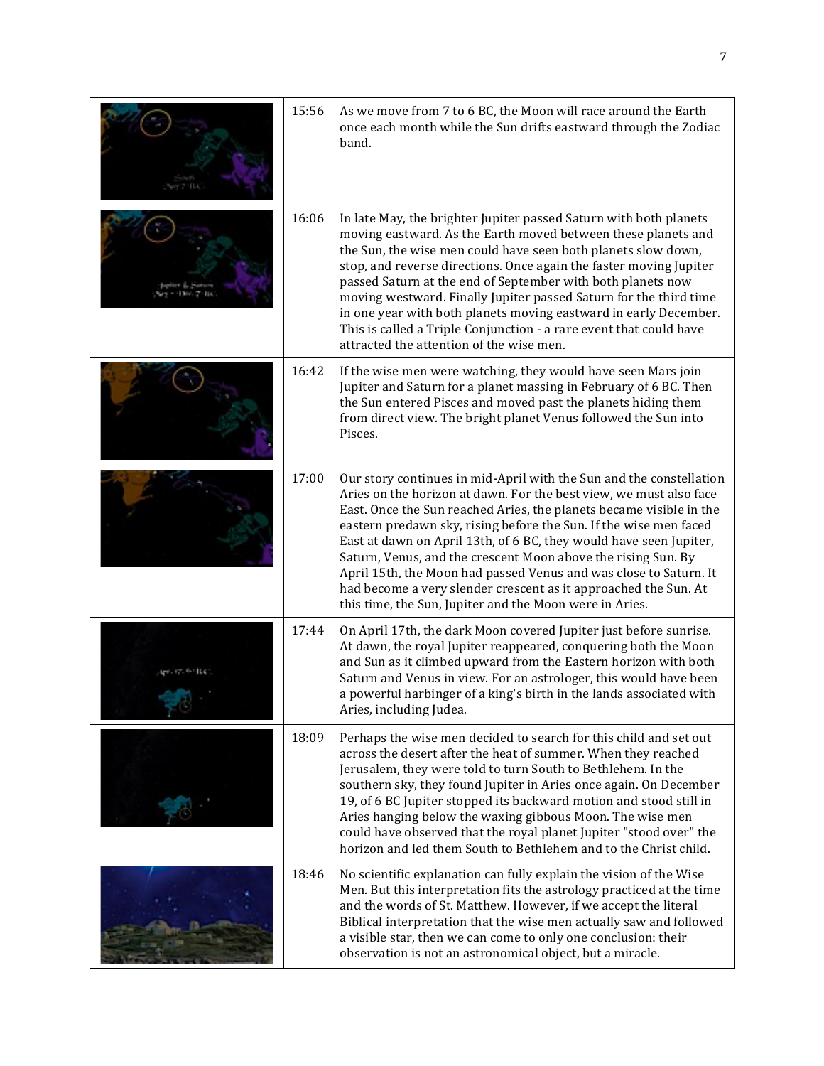| | | |
|---|---|---|
| | 15:56 | As we move from 7 to 6 BC, the Moon will race around the Earth once each month while the Sun drifts eastward through the Zodiac band. |
| | 16:06 | In late May, the brighter Jupiter passed Saturn with both planets moving eastward. As the Earth moved between these planets and the Sun, the wise men could have seen both planets slow down, stop, and reverse directions. Once again the faster moving Jupiter passed Saturn at the end of September with both planets now moving westward. Finally Jupiter passed Saturn for the third time in one year with both planets moving eastward in early December. This is called a Triple Conjunction - a rare event that could have attracted the attention of the wise men. |
| | 16:42 | If the wise men were watching, they would have seen Mars join Jupiter and Saturn for a planet massing in February of 6 BC. Then the Sun entered Pisces and moved past the planets hiding them from direct view. The bright planet Venus followed the Sun into Pisces. |
| | 17:00 | Our story continues in mid-April with the Sun and the constellation Aries on the horizon at dawn. For the best view, we must also face East. Once the Sun reached Aries, the planets became visible in the eastern predawn sky, rising before the Sun. If the wise men faced East at dawn on April 13th, of 6 BC, they would have seen Jupiter, Saturn, Venus, and the crescent Moon above the rising Sun. By April 15th, the Moon had passed Venus and was close to Saturn. It had become a very slender crescent as it approached the Sun. At this time, the Sun, Jupiter and the Moon were in Aries. |
| | 17:44 | On April 17th, the dark Moon covered Jupiter just before sunrise. At dawn, the royal Jupiter reappeared, conquering both the Moon and Sun as it climbed upward from the Eastern horizon with both Saturn and Venus in view. For an astrologer, this would have been a powerful harbinger of a king's birth in the lands associated with Aries, including Judea. |
| | 18:09 | Perhaps the wise men decided to search for this child and set out across the desert after the heat of summer. When they reached Jerusalem, they were told to turn South to Bethlehem. In the southern sky, they found Jupiter in Aries once again. On December 19, of 6 BC Jupiter stopped its backward motion and stood still in Aries hanging below the waxing gibbous Moon. The wise men could have observed that the royal planet Jupiter "stood over" the horizon and led them South to Bethlehem and to the Christ child. |
| | 18:46 | No scientific explanation can fully explain the vision of the Wise Men. But this interpretation fits the astrology practiced at the time and the words of St. Matthew. However, if we accept the literal Biblical interpretation that the wise men actually saw and followed a visible star, then we can come to only one conclusion: their observation is not an astronomical object, but a miracle. |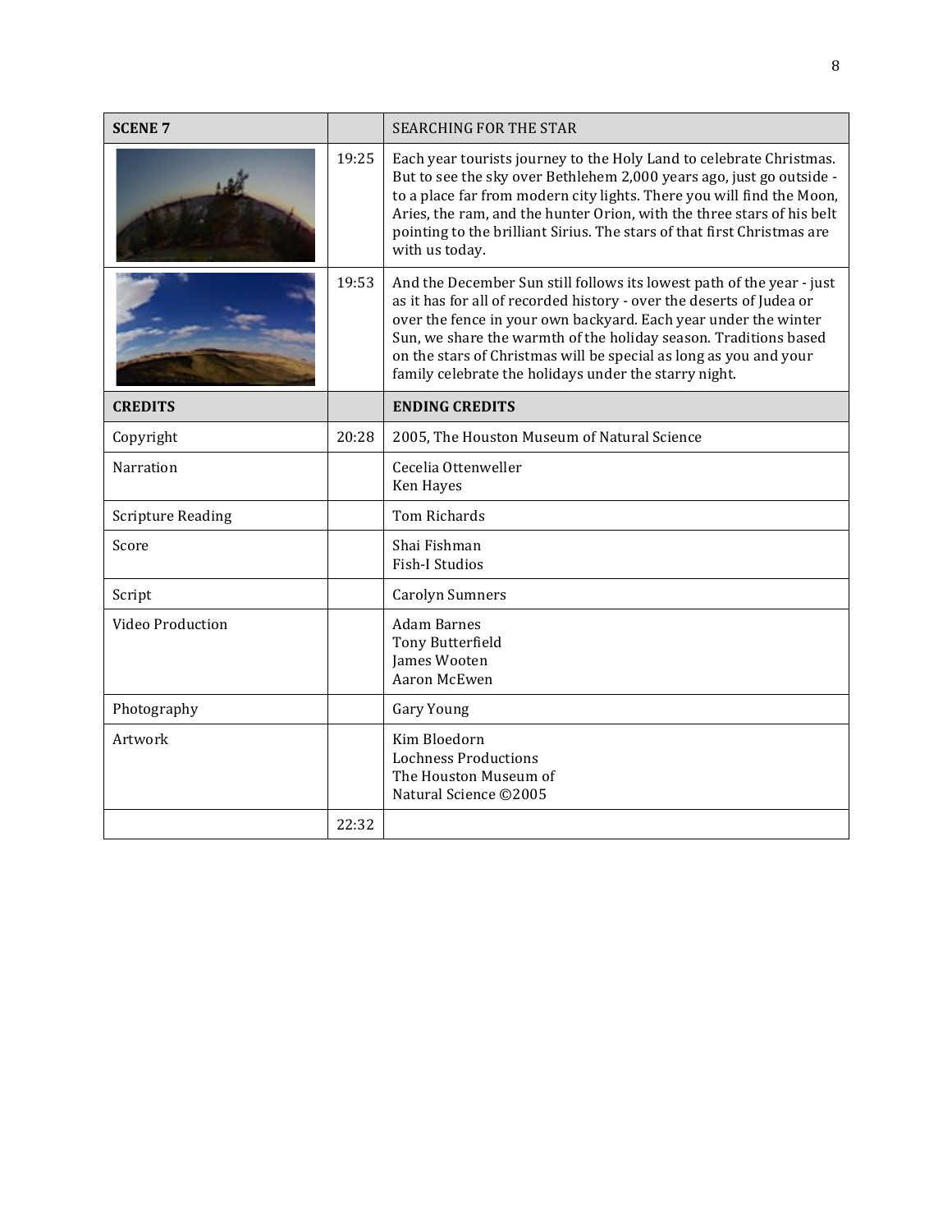| SCENE 7 | | SEARCHING FOR THE STAR |
|---|---|---|
| | 19:25 | Each year tourists journey to the Holy Land to celebrate Christmas. But to see the sky over Bethlehem 2,000 years ago, just go outside - to a place far from modern city lights. There you will find the Moon, Aries, the ram, and the hunter Orion, with the three stars of his belt pointing to the brilliant Sirius. The stars of that first Christmas are with us today. |
| | 19:53 | And the December Sun still follows its lowest path of the year - just as it has for all of recorded history - over the deserts of Judea or over the fence in your own backyard. Each year under the winter Sun, we share the warmth of the holiday season. Traditions based on the stars of Christmas will be special as long as you and your family celebrate the holidays under the starry night. |
| **CREDITS** | | **ENDING CREDITS** |
| Copyright | 20:28 | 2005, The Houston Museum of Natural Science |
| Narration | | Cecelia Ottenweller<br>Ken Hayes |
| Scripture Reading | | Tom Richards |
| Score | | Shai Fishman<br>Fish-I Studios |
| Script | | Carolyn Sumners |
| Video Production | | Adam Barnes<br>Tony Butterfield<br>James Wooten<br>Aaron McEwen |
| Photography | | Gary Young |
| Artwork | | Kim Bloedorn<br>Lochness Productions<br>The Houston Museum of<br>Natural Science ©2005 |
| | 22:32 | |